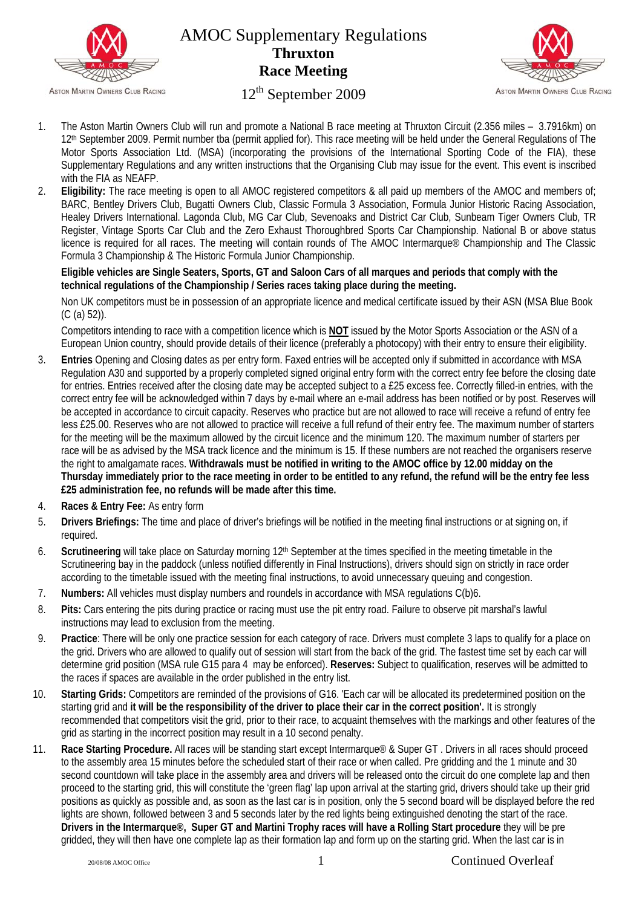# AMOC Supplementary Regulations
## Thruxton
## Race Meeting
## 12th September 2009

1. The Aston Martin Owners Club will run and promote a National B race meeting at Thruxton Circuit (2.356 miles – 3.7916km) on 12th September 2009. Permit number tba (permit applied for). This race meeting will be held under the General Regulations of The Motor Sports Association Ltd. (MSA) (incorporating the provisions of the International Sporting Code of the FIA), these Supplementary Regulations and any written instructions that the Organising Club may issue for the event. This event is inscribed with the FIA as NEAFP.

2. **Eligibility:** The race meeting is open to all AMOC registered competitors & all paid up members of the AMOC and members of; BARC, Bentley Drivers Club, Bugatti Owners Club, Classic Formula 3 Association, Formula Junior Historic Racing Association, Healey Drivers International. Lagonda Club, MG Car Club, Sevenoaks and District Car Club, Sunbeam Tiger Owners Club, TR Register, Vintage Sports Car Club and the Zero Exhaust Thoroughbred Sports Car Championship. National B or above status licence is required for all races. The meeting will contain rounds of The AMOC Intermarque® Championship and The Classic Formula 3 Championship & The Historic Formula Junior Championship.

   **Eligible vehicles are Single Seaters, Sports, GT and Saloon Cars of all marques and periods that comply with the technical regulations of the Championship / Series races taking place during the meeting.**

   Non UK competitors must be in possession of an appropriate licence and medical certificate issued by their ASN (MSA Blue Book (C (a) 52)).

   Competitors intending to race with a competition licence which is **NOT** issued by the Motor Sports Association or the ASN of a European Union country, should provide details of their licence (preferably a photocopy) with their entry to ensure their eligibility.

3. **Entries** Opening and Closing dates as per entry form. Faxed entries will be accepted only if submitted in accordance with MSA Regulation A30 and supported by a properly completed signed original entry form with the correct entry fee before the closing date for entries. Entries received after the closing date may be accepted subject to a £25 excess fee. Correctly filled-in entries, with the correct entry fee will be acknowledged within 7 days by e-mail where an e-mail address has been notified or by post. Reserves will be accepted in accordance to circuit capacity. Reserves who practice but are not allowed to race will receive a refund of entry fee less £25.00. Reserves who are not allowed to practice will receive a full refund of their entry fee. The maximum number of starters for the meeting will be the maximum allowed by the circuit licence and the minimum 120. The maximum number of starters per race will be as advised by the MSA track licence and the minimum is 15. If these numbers are not reached the organisers reserve the right to amalgamate races. **Withdrawals must be notified in writing to the AMOC office by 12.00 midday on the Thursday immediately prior to the race meeting in order to be entitled to any refund, the refund will be the entry fee less £25 administration fee, no refunds will be made after this time.**

4. **Races & Entry Fee:** As entry form

5. **Drivers Briefings:** The time and place of driver's briefings will be notified in the meeting final instructions or at signing on, if required.

6. **Scrutineering** will take place on Saturday morning 12th September at the times specified in the meeting timetable in the Scrutineering bay in the paddock (unless notified differently in Final Instructions), drivers should sign on strictly in race order according to the timetable issued with the meeting final instructions, to avoid unnecessary queuing and congestion.

7. **Numbers:** All vehicles must display numbers and roundels in accordance with MSA regulations C(b)6.

8. **Pits:** Cars entering the pits during practice or racing must use the pit entry road. Failure to observe pit marshal's lawful instructions may lead to exclusion from the meeting.

9. **Practice**: There will be only one practice session for each category of race. Drivers must complete 3 laps to qualify for a place on the grid. Drivers who are allowed to qualify out of session will start from the back of the grid. The fastest time set by each car will determine grid position (MSA rule G15 para 4 may be enforced). **Reserves:** Subject to qualification, reserves will be admitted to the races if spaces are available in the order published in the entry list.

10. **Starting Grids:** Competitors are reminded of the provisions of G16. 'Each car will be allocated its predetermined position on the starting grid and **it will be the responsibility of the driver to place their car in the correct position'.** It is strongly recommended that competitors visit the grid, prior to their race, to acquaint themselves with the markings and other features of the grid as starting in the incorrect position may result in a 10 second penalty.

11. **Race Starting Procedure.** All races will be standing start except Intermarque® & Super GT . Drivers in all races should proceed to the assembly area 15 minutes before the scheduled start of their race or when called. Pre gridding and the 1 minute and 30 second countdown will take place in the assembly area and drivers will be released onto the circuit do one complete lap and then proceed to the starting grid, this will constitute the 'green flag' lap upon arrival at the starting grid, drivers should take up their grid positions as quickly as possible and, as soon as the last car is in position, only the 5 second board will be displayed before the red lights are shown, followed between 3 and 5 seconds later by the red lights being extinguished denoting the start of the race. **Drivers in the Intermarque®, Super GT and Martini Trophy races will have a Rolling Start procedure** they will be pre gridded, they will then have one complete lap as their formation lap and form up on the starting grid. When the last car is in

20/08/08 AMOC Office — Continued Overleaf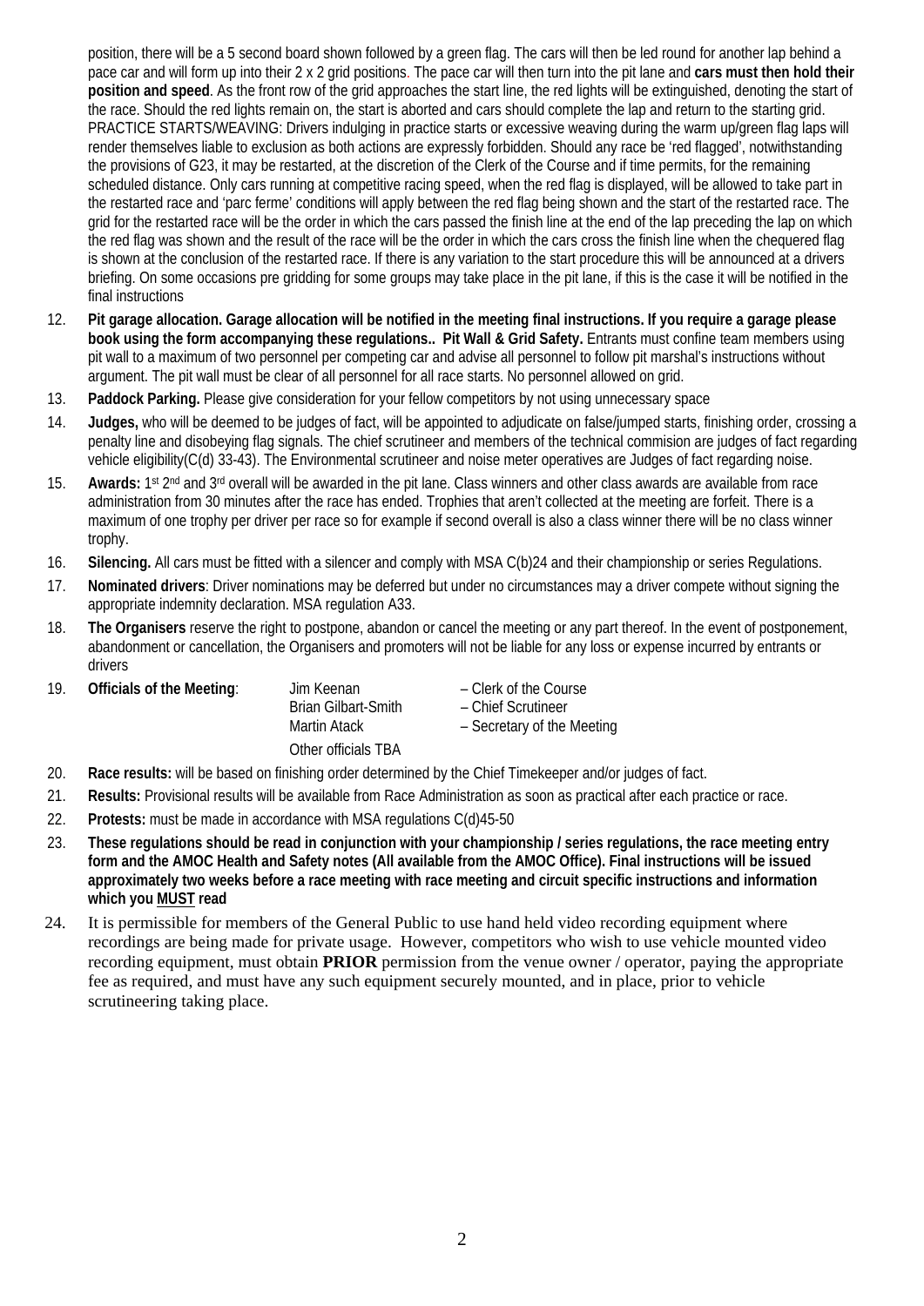position, there will be a 5 second board shown followed by a green flag. The cars will then be led round for another lap behind a pace car and will form up into their 2 x 2 grid positions. The pace car will then turn into the pit lane and **cars must then hold their position and speed**. As the front row of the grid approaches the start line, the red lights will be extinguished, denoting the start of the race. Should the red lights remain on, the start is aborted and cars should complete the lap and return to the starting grid. PRACTICE STARTS/WEAVING: Drivers indulging in practice starts or excessive weaving during the warm up/green flag laps will render themselves liable to exclusion as both actions are expressly forbidden. Should any race be 'red flagged', notwithstanding the provisions of G23, it may be restarted, at the discretion of the Clerk of the Course and if time permits, for the remaining scheduled distance. Only cars running at competitive racing speed, when the red flag is displayed, will be allowed to take part in the restarted race and 'parc ferme' conditions will apply between the red flag being shown and the start of the restarted race. The grid for the restarted race will be the order in which the cars passed the finish line at the end of the lap preceding the lap on which the red flag was shown and the result of the race will be the order in which the cars cross the finish line when the chequered flag is shown at the conclusion of the restarted race. If there is any variation to the start procedure this will be announced at a drivers briefing. On some occasions pre gridding for some groups may take place in the pit lane, if this is the case it will be notified in the final instructions

12. **Pit garage allocation. Garage allocation will be notified in the meeting final instructions. If you require a garage please book using the form accompanying these regulations.. Pit Wall & Grid Safety.** Entrants must confine team members using pit wall to a maximum of two personnel per competing car and advise all personnel to follow pit marshal's instructions without argument. The pit wall must be clear of all personnel for all race starts. No personnel allowed on grid.
13. **Paddock Parking.** Please give consideration for your fellow competitors by not using unnecessary space
14. **Judges,** who will be deemed to be judges of fact, will be appointed to adjudicate on false/jumped starts, finishing order, crossing a penalty line and disobeying flag signals. The chief scrutineer and members of the technical commision are judges of fact regarding vehicle eligibility(C(d) 33-43). The Environmental scrutineer and noise meter operatives are Judges of fact regarding noise.
15. **Awards:** 1st 2nd and 3rd overall will be awarded in the pit lane. Class winners and other class awards are available from race administration from 30 minutes after the race has ended. Trophies that aren't collected at the meeting are forfeit. There is a maximum of one trophy per driver per race so for example if second overall is also a class winner there will be no class winner trophy.
16. **Silencing.** All cars must be fitted with a silencer and comply with MSA C(b)24 and their championship or series Regulations.
17. **Nominated drivers**: Driver nominations may be deferred but under no circumstances may a driver compete without signing the appropriate indemnity declaration. MSA regulation A33.
18. **The Organisers** reserve the right to postpone, abandon or cancel the meeting or any part thereof. In the event of postponement, abandonment or cancellation, the Organisers and promoters will not be liable for any loss or expense incurred by entrants or drivers
19. **Officials of the Meeting**:

| | |
|---|---|
| Jim Keenan | – Clerk of the Course |
| Brian Gilbart-Smith | – Chief Scrutineer |
| Martin Atack | – Secretary of the Meeting |
| Other officials TBA | |

20. **Race results:** will be based on finishing order determined by the Chief Timekeeper and/or judges of fact.
21. **Results:** Provisional results will be available from Race Administration as soon as practical after each practice or race.
22. **Protests:** must be made in accordance with MSA regulations C(d)45-50
23. **These regulations should be read in conjunction with your championship / series regulations, the race meeting entry form and the AMOC Health and Safety notes (All available from the AMOC Office). Final instructions will be issued approximately two weeks before a race meeting with race meeting and circuit specific instructions and information which you MUST read**
24. It is permissible for members of the General Public to use hand held video recording equipment where recordings are being made for private usage. However, competitors who wish to use vehicle mounted video recording equipment, must obtain **PRIOR** permission from the venue owner / operator, paying the appropriate fee as required, and must have any such equipment securely mounted, and in place, prior to vehicle scrutineering taking place.